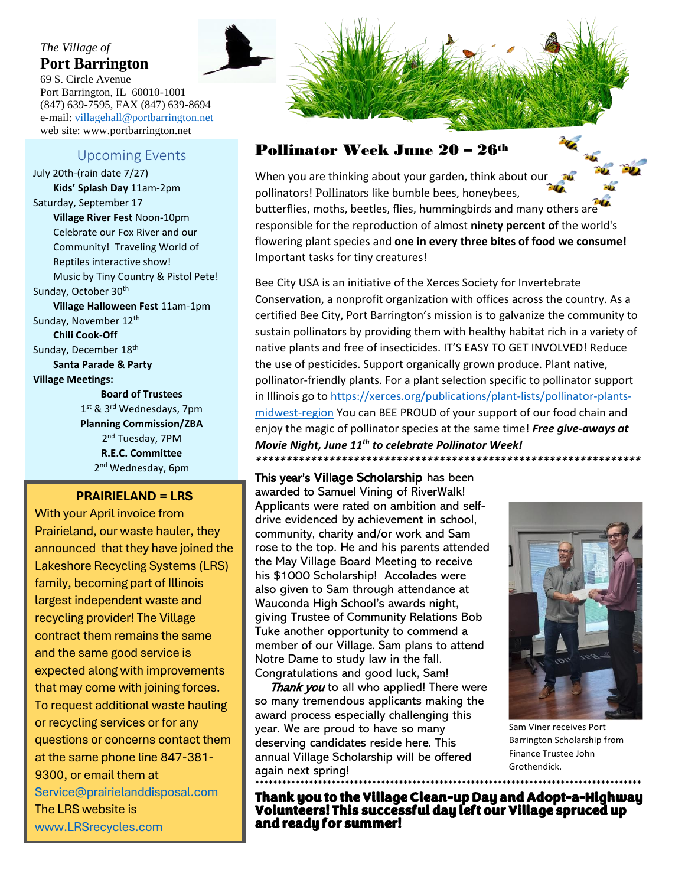*The Village of*

# Port Barrington

69 S. Circle Avenue
Port Barrington, IL 60010-1001
(847) 639-7595, FAX (847) 639-8694
e-mail: villagehall@portbarrington.net
web site: www.portbarrington.net

## Upcoming Events

July 20th-(rain date 7/27)
**Kids' Splash Day** 11am-2pm

Saturday, September 17
**Village River Fest** Noon-10pm
Celebrate our Fox River and our Community! Traveling World of Reptiles interactive show!
Music by Tiny Country & Pistol Pete!

Sunday, October 30th
**Village Halloween Fest** 11am-1pm

Sunday, November 12th
**Chili Cook-Off**

Sunday, December 18th
**Santa Parade & Party**

**Village Meetings:**

**Board of Trustees**
1st & 3rd Wednesdays, 7pm

**Planning Commission/ZBA**
2nd Tuesday, 7PM

**R.E.C. Committee**
2nd Wednesday, 6pm

## PRAIRIELAND = LRS

With your April invoice from Prairieland, our waste hauler, they announced that they have joined the Lakeshore Recycling Systems (LRS) family, becoming part of Illinois largest independent waste and recycling provider! The Village contract them remains the same and the same good service is expected along with improvements that may come with joining forces. To request additional waste hauling or recycling services or for any questions or concerns contact them at the same phone line 847-381-9300, or email them at Service@prairielanddisposal.com
The LRS website is www.LRSrecycles.com

## Pollinator Week June 20 – 26th

When you are thinking about your garden, think about our pollinators! Pollinators like bumble bees, honeybees, butterflies, moths, beetles, flies, hummingbirds and many others are responsible for the reproduction of almost **ninety percent of** the world's flowering plant species and **one in every three bites of food we consume!** Important tasks for tiny creatures!

Bee City USA is an initiative of the Xerces Society for Invertebrate Conservation, a nonprofit organization with offices across the country. As a certified Bee City, Port Barrington's mission is to galvanize the community to sustain pollinators by providing them with healthy habitat rich in a variety of native plants and free of insecticides. IT'S EASY TO GET INVOLVED! Reduce the use of pesticides. Support organically grown produce. Plant native, pollinator-friendly plants. For a plant selection specific to pollinator support in Illinois go to https://xerces.org/publications/plant-lists/pollinator-plants-midwest-region You can BEE PROUD of your support of our food chain and enjoy the magic of pollinator species at the same time! ***Free give-aways at Movie Night, June 11th to celebrate Pollinator Week!***

*****************************************************************

This year's **Village Scholarship** has been awarded to Samuel Vining of RiverWalk! Applicants were rated on ambition and self-drive evidenced by achievement in school, community, charity and/or work and Sam rose to the top. He and his parents attended the May Village Board Meeting to receive his $1000 Scholarship! Accolades were also given to Sam through attendance at Wauconda High School's awards night, giving Trustee of Community Relations Bob Tuke another opportunity to commend a member of our Village. Sam plans to attend Notre Dame to study law in the fall. Congratulations and good luck, Sam!

***Thank you*** to all who applied! There were so many tremendous applicants making the award process especially challenging this year. We are proud to have so many deserving candidates reside here. This annual Village Scholarship will be offered again next spring!

Sam Viner receives Port Barrington Scholarship from Finance Trustee John Grothendick.

*****************************************************************

**Thank you to the Village Clean-up Day and Adopt-a-Highway Volunteers! This successful day left our Village spruced up and ready for summer!**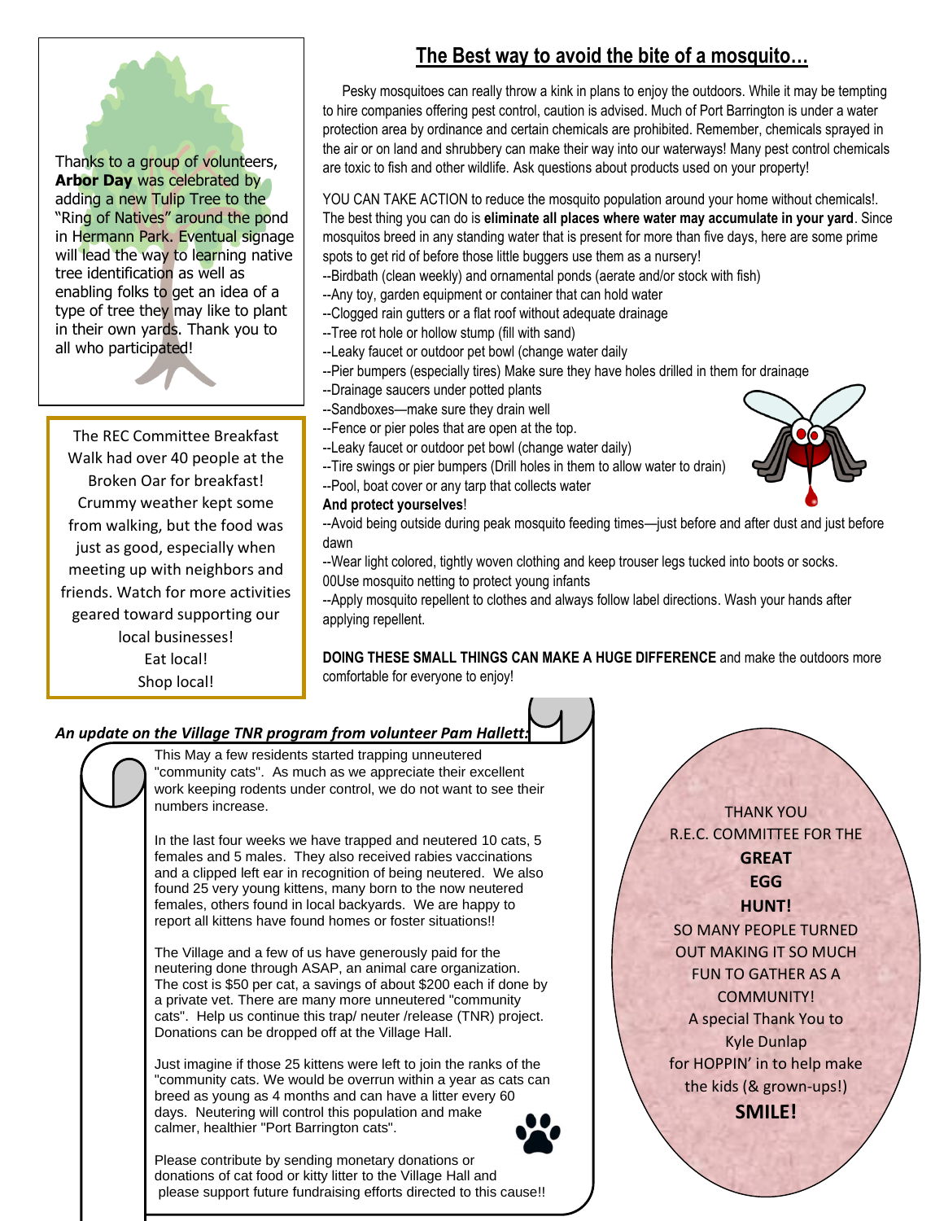Thanks to a group of volunteers, **Arbor Day** was celebrated by adding a new Tulip Tree to the "Ring of Natives" around the pond in Hermann Park. Eventual signage will lead the way to learning native tree identification as well as enabling folks to get an idea of a type of tree they may like to plant in their own yards. Thank you to all who participated!

The REC Committee Breakfast Walk had over 40 people at the Broken Oar for breakfast! Crummy weather kept some from walking, but the food was just as good, especially when meeting up with neighbors and friends. Watch for more activities geared toward supporting our local businesses!
Eat local!
Shop local!

## The Best way to avoid the bite of a mosquito…

Pesky mosquitoes can really throw a kink in plans to enjoy the outdoors. While it may be tempting to hire companies offering pest control, caution is advised. Much of Port Barrington is under a water protection area by ordinance and certain chemicals are prohibited. Remember, chemicals sprayed in the air or on land and shrubbery can make their way into our waterways! Many pest control chemicals are toxic to fish and other wildlife. Ask questions about products used on your property!

YOU CAN TAKE ACTION to reduce the mosquito population around your home without chemicals!. The best thing you can do is **eliminate all places where water may accumulate in your yard**. Since mosquitos breed in any standing water that is present for more than five days, here are some prime spots to get rid of before those little buggers use them as a nursery!

--Birdbath (clean weekly) and ornamental ponds (aerate and/or stock with fish)
--Any toy, garden equipment or container that can hold water
--Clogged rain gutters or a flat roof without adequate drainage
--Tree rot hole or hollow stump (fill with sand)
--Leaky faucet or outdoor pet bowl (change water daily
--Pier bumpers (especially tires) Make sure they have holes drilled in them for drainage
--Drainage saucers under potted plants
--Sandboxes—make sure they drain well
--Fence or pier poles that are open at the top.
--Leaky faucet or outdoor pet bowl (change water daily)
--Tire swings or pier bumpers (Drill holes in them to allow water to drain)
--Pool, boat cover or any tarp that collects water

**And protect yourselves**!

--Avoid being outside during peak mosquito feeding times—just before and after dust and just before dawn
--Wear light colored, tightly woven clothing and keep trouser legs tucked into boots or socks.
00Use mosquito netting to protect young infants
--Apply mosquito repellent to clothes and always follow label directions. Wash your hands after applying repellent.

**DOING THESE SMALL THINGS CAN MAKE A HUGE DIFFERENCE** and make the outdoors more comfortable for everyone to enjoy!

***An update on the Village TNR program from volunteer Pam Hallett:***

This May a few residents started trapping unneutered "community cats". As much as we appreciate their excellent work keeping rodents under control, we do not want to see their numbers increase.

In the last four weeks we have trapped and neutered 10 cats, 5 females and 5 males. They also received rabies vaccinations and a clipped left ear in recognition of being neutered. We also found 25 very young kittens, many born to the now neutered females, others found in local backyards. We are happy to report all kittens have found homes or foster situations!!

The Village and a few of us have generously paid for the neutering done through ASAP, an animal care organization. The cost is $50 per cat, a savings of about $200 each if done by a private vet. There are many more unneutered "community cats". Help us continue this trap/ neuter /release (TNR) project. Donations can be dropped off at the Village Hall.

Just imagine if those 25 kittens were left to join the ranks of the "community cats. We would be overrun within a year as cats can breed as young as 4 months and can have a litter every 60 days. Neutering will control this population and make calmer, healthier "Port Barrington cats".

Please contribute by sending monetary donations or donations of cat food or kitty litter to the Village Hall and please support future fundraising efforts directed to this cause!!

THANK YOU
R.E.C. COMMITTEE FOR THE
**GREAT EGG HUNT!**
SO MANY PEOPLE TURNED OUT MAKING IT SO MUCH FUN TO GATHER AS A COMMUNITY!
A special Thank You to Kyle Dunlap for HOPPIN' in to help make the kids (& grown-ups!)
**SMILE!**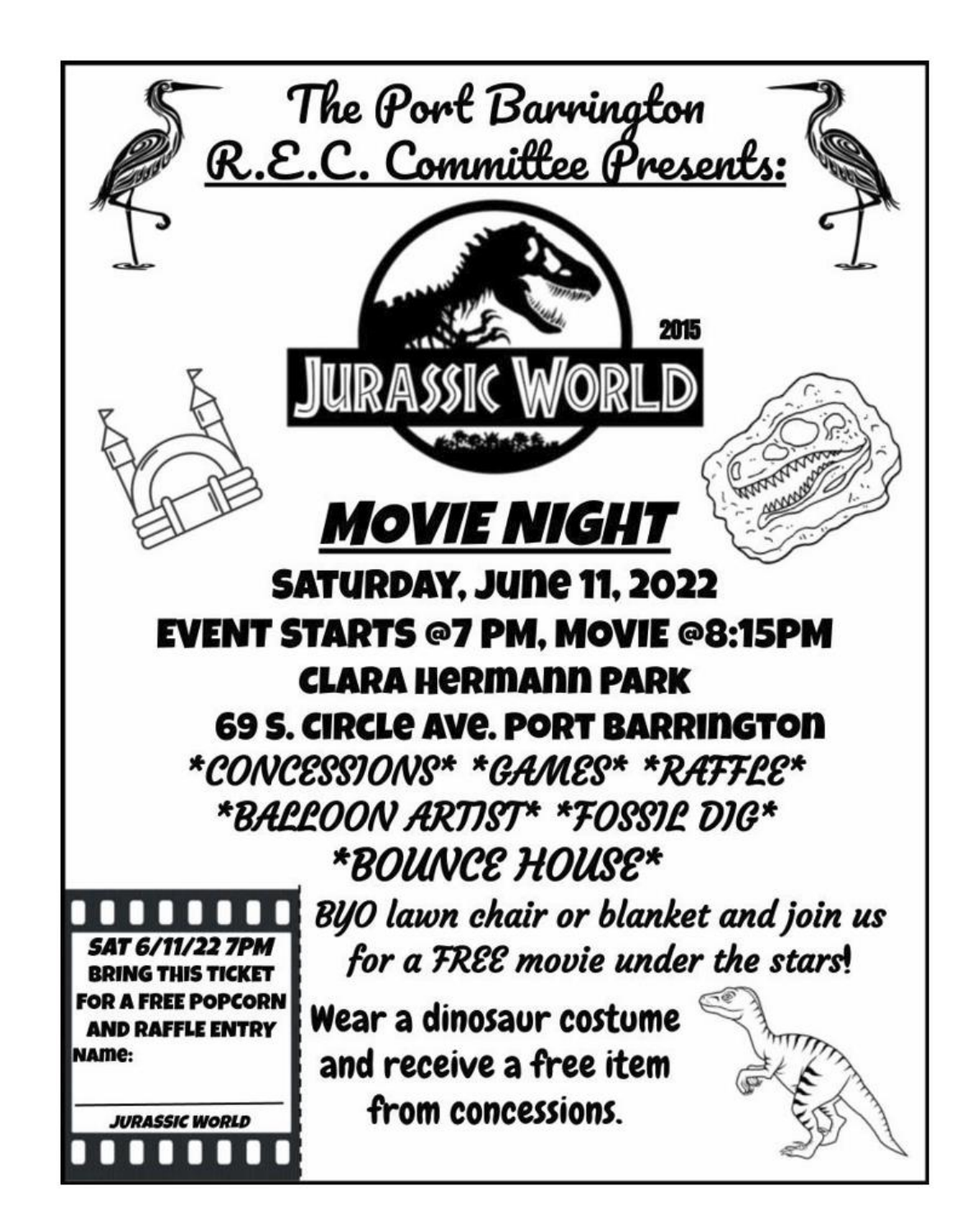# The Port Barrington R.E.C. Committee Presents:

JURASSIC WORLD 2015

## MOVIE NIGHT

**SATURDAY, JUNE 11, 2022**

**EVENT STARTS @7 PM, MOVIE @8:15PM**

**CLARA HERMANN PARK**

**69 S. CIRCLE AVE. PORT BARRINGTON**

*\*CONCESSIONS\* \*GAMES\* \*RAFFLE\**

*\*BALLOON ARTIST\* \*FOSSIL DIG\**

*\*BOUNCE HOUSE\**

*BYO lawn chair or blanket and join us for a FREE movie under the stars!*

Wear a dinosaur costume and receive a free item from concessions.

**SAT 6/11/22 7PM**
**BRING THIS TICKET FOR A FREE POPCORN AND RAFFLE ENTRY**
**NAME:** ____________

*JURASSIC WORLD*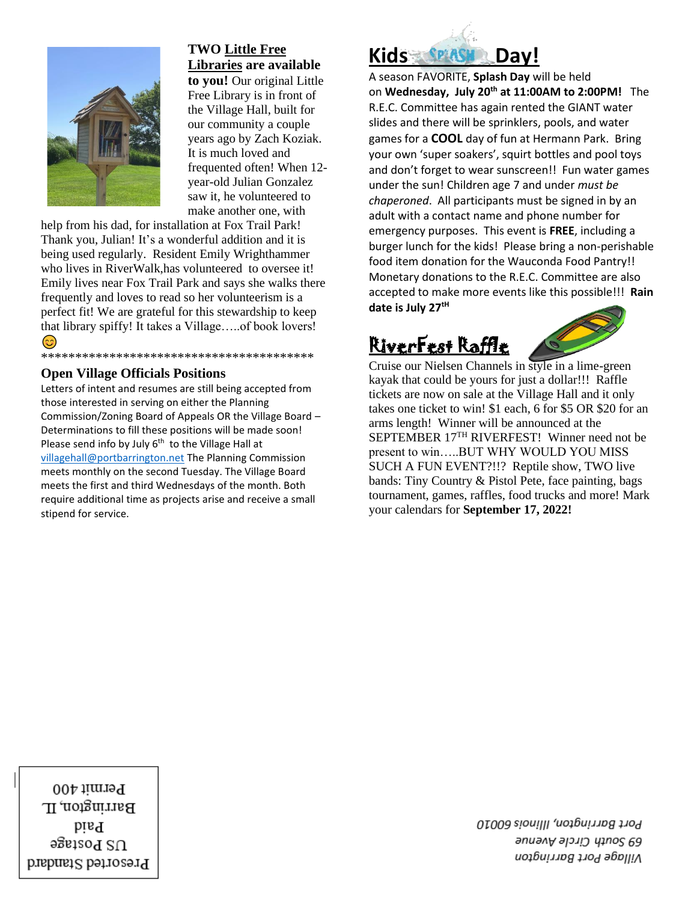**TWO Little Free Libraries are available to you!** Our original Little Free Library is in front of the Village Hall, built for our community a couple years ago by Zach Koziak. It is much loved and frequented often! When 12-year-old Julian Gonzalez saw it, he volunteered to make another one, with help from his dad, for installation at Fox Trail Park! Thank you, Julian! It's a wonderful addition and it is being used regularly. Resident Emily Wrighthammer who lives in RiverWalk,has volunteered to oversee it! Emily lives near Fox Trail Park and says she walks there frequently and loves to read so her volunteerism is a perfect fit! We are grateful for this stewardship to keep that library spiffy! It takes a Village…..of book lovers! 😊

******************************************

## Open Village Officials Positions

Letters of intent and resumes are still being accepted from those interested in serving on either the Planning Commission/Zoning Board of Appeals OR the Village Board – Determinations to fill these positions will be made soon! Please send info by July 6th to the Village Hall at villagehall@portbarrington.net The Planning Commission meets monthly on the second Tuesday. The Village Board meets the first and third Wednesdays of the month. Both require additional time as projects arise and receive a small stipend for service.

## Kids SPLASH Day!

A season FAVORITE, **Splash Day** will be held on **Wednesday, July 20th at 11:00AM to 2:00PM!** The R.E.C. Committee has again rented the GIANT water slides and there will be sprinklers, pools, and water games for a **COOL** day of fun at Hermann Park. Bring your own 'super soakers', squirt bottles and pool toys and don't forget to wear sunscreen!! Fun water games under the sun! Children age 7 and under *must be chaperoned*. All participants must be signed in by an adult with a contact name and phone number for emergency purposes. This event is **FREE**, including a burger lunch for the kids! Please bring a non-perishable food item donation for the Wauconda Food Pantry!! Monetary donations to the R.E.C. Committee are also accepted to make more events like this possible!!! **Rain date is July 27tH**

## RiverFest Raffle

Cruise our Nielsen Channels in style in a lime-green kayak that could be yours for just a dollar!!! Raffle tickets are now on sale at the Village Hall and it only takes one ticket to win! $1 each, 6 for $5 OR $20 for an arms length! Winner will be announced at the SEPTEMBER 17TH RIVERFEST! Winner need not be present to win…..BUT WHY WOULD YOU MISS SUCH A FUN EVENT?!!? Reptile show, TWO live bands: Tiny Country & Pistol Pete, face painting, bags tournament, games, raffles, food trucks and more! Mark your calendars for **September 17, 2022!**

Presorted Standard
US Postage
Paid
Barrington, IL
Permit 400

*Village Port Barrington*
*69 South Circle Avenue*
*Port Barrington, Illinois 60010*